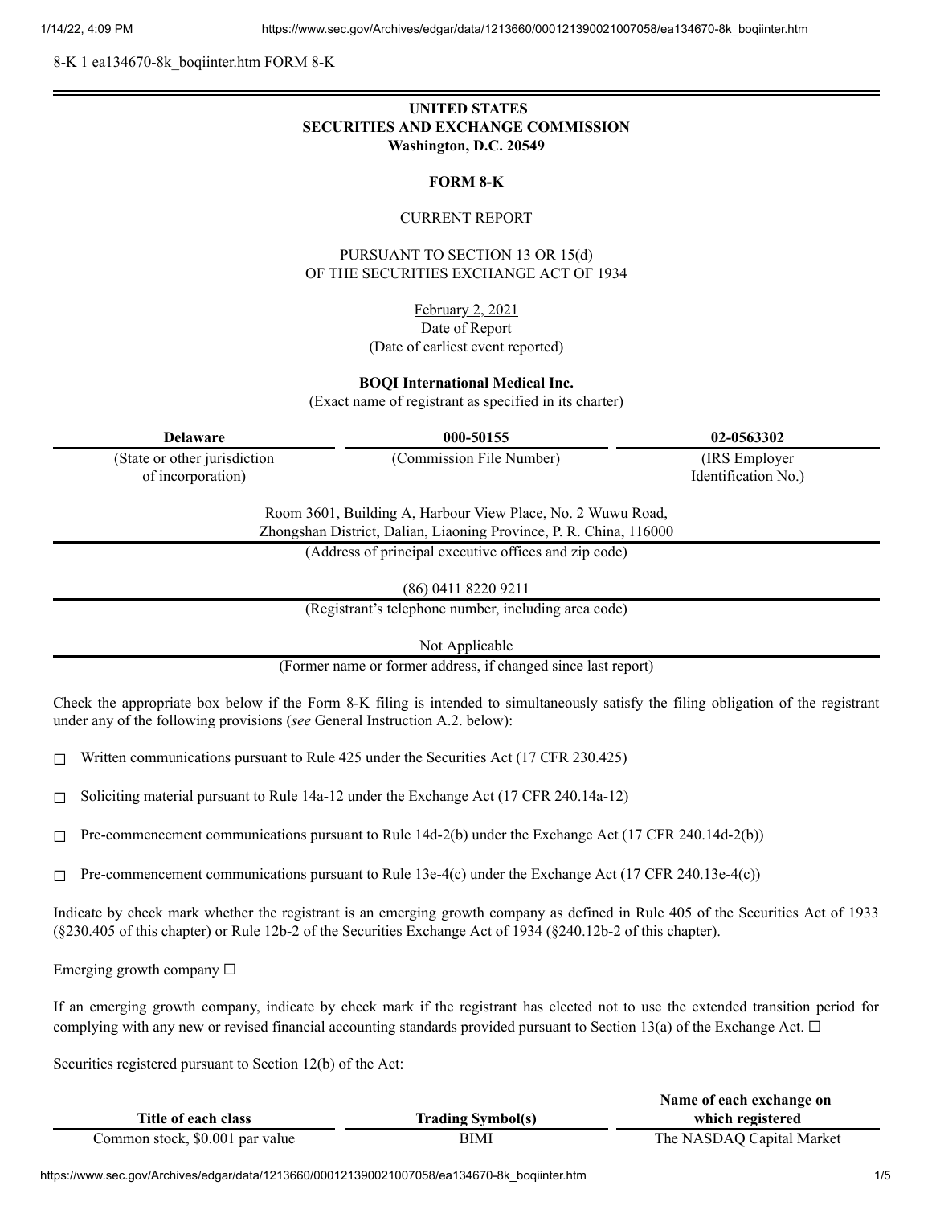8-K 1 ea134670-8k_boqiinter.htm FORM 8-K

**UNITED STATES**
**SECURITIES AND EXCHANGE COMMISSION**
**Washington, D.C. 20549**

**FORM 8-K**

CURRENT REPORT

PURSUANT TO SECTION 13 OR 15(d)
OF THE SECURITIES EXCHANGE ACT OF 1934

February 2, 2021
Date of Report
(Date of earliest event reported)

**BOQI International Medical Inc.**
(Exact name of registrant as specified in its charter)

| **Delaware** | **000-50155** | **02-0563302** |
|---|---|---|
| (State or other jurisdiction of incorporation) | (Commission File Number) | (IRS Employer Identification No.) |

Room 3601, Building A, Harbour View Place, No. 2 Wuwu Road,
Zhongshan District, Dalian, Liaoning Province, P. R. China, 116000
(Address of principal executive offices and zip code)

(86) 0411 8220 9211
(Registrant's telephone number, including area code)

Not Applicable
(Former name or former address, if changed since last report)

Check the appropriate box below if the Form 8-K filing is intended to simultaneously satisfy the filing obligation of the registrant under any of the following provisions (*see* General Instruction A.2. below):

☐ Written communications pursuant to Rule 425 under the Securities Act (17 CFR 230.425)

☐ Soliciting material pursuant to Rule 14a-12 under the Exchange Act (17 CFR 240.14a-12)

☐ Pre-commencement communications pursuant to Rule 14d-2(b) under the Exchange Act (17 CFR 240.14d-2(b))

☐ Pre-commencement communications pursuant to Rule 13e-4(c) under the Exchange Act (17 CFR 240.13e-4(c))

Indicate by check mark whether the registrant is an emerging growth company as defined in Rule 405 of the Securities Act of 1933 (§230.405 of this chapter) or Rule 12b-2 of the Securities Exchange Act of 1934 (§240.12b-2 of this chapter).

Emerging growth company ☐

If an emerging growth company, indicate by check mark if the registrant has elected not to use the extended transition period for complying with any new or revised financial accounting standards provided pursuant to Section 13(a) of the Exchange Act. ☐

Securities registered pursuant to Section 12(b) of the Act:

| Title of each class | Trading Symbol(s) | Name of each exchange on which registered |
|---|---|---|
| Common stock, $0.001 par value | BIMI | The NASDAQ Capital Market |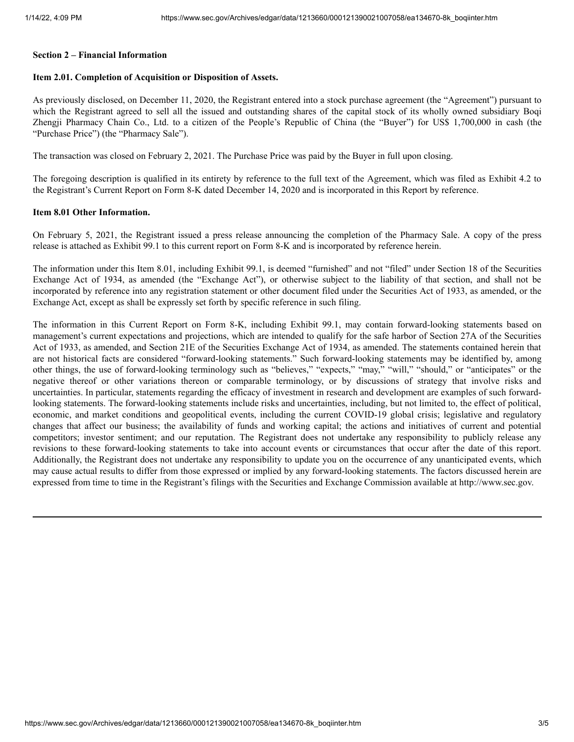**Section 2 – Financial Information**

**Item 2.01. Completion of Acquisition or Disposition of Assets.**

As previously disclosed, on December 11, 2020, the Registrant entered into a stock purchase agreement (the "Agreement") pursuant to which the Registrant agreed to sell all the issued and outstanding shares of the capital stock of its wholly owned subsidiary Boqi Zhengji Pharmacy Chain Co., Ltd. to a citizen of the People's Republic of China (the "Buyer") for US$ 1,700,000 in cash (the "Purchase Price") (the "Pharmacy Sale").

The transaction was closed on February 2, 2021. The Purchase Price was paid by the Buyer in full upon closing.

The foregoing description is qualified in its entirety by reference to the full text of the Agreement, which was filed as Exhibit 4.2 to the Registrant's Current Report on Form 8-K dated December 14, 2020 and is incorporated in this Report by reference.

**Item 8.01 Other Information.**

On February 5, 2021, the Registrant issued a press release announcing the completion of the Pharmacy Sale. A copy of the press release is attached as Exhibit 99.1 to this current report on Form 8-K and is incorporated by reference herein.

The information under this Item 8.01, including Exhibit 99.1, is deemed "furnished" and not "filed" under Section 18 of the Securities Exchange Act of 1934, as amended (the "Exchange Act"), or otherwise subject to the liability of that section, and shall not be incorporated by reference into any registration statement or other document filed under the Securities Act of 1933, as amended, or the Exchange Act, except as shall be expressly set forth by specific reference in such filing.

The information in this Current Report on Form 8-K, including Exhibit 99.1, may contain forward-looking statements based on management's current expectations and projections, which are intended to qualify for the safe harbor of Section 27A of the Securities Act of 1933, as amended, and Section 21E of the Securities Exchange Act of 1934, as amended. The statements contained herein that are not historical facts are considered "forward-looking statements." Such forward-looking statements may be identified by, among other things, the use of forward-looking terminology such as "believes," "expects," "may," "will," "should," or "anticipates" or the negative thereof or other variations thereon or comparable terminology, or by discussions of strategy that involve risks and uncertainties. In particular, statements regarding the efficacy of investment in research and development are examples of such forward-looking statements. The forward-looking statements include risks and uncertainties, including, but not limited to, the effect of political, economic, and market conditions and geopolitical events, including the current COVID-19 global crisis; legislative and regulatory changes that affect our business; the availability of funds and working capital; the actions and initiatives of current and potential competitors; investor sentiment; and our reputation. The Registrant does not undertake any responsibility to publicly release any revisions to these forward-looking statements to take into account events or circumstances that occur after the date of this report. Additionally, the Registrant does not undertake any responsibility to update you on the occurrence of any unanticipated events, which may cause actual results to differ from those expressed or implied by any forward-looking statements. The factors discussed herein are expressed from time to time in the Registrant's filings with the Securities and Exchange Commission available at http://www.sec.gov.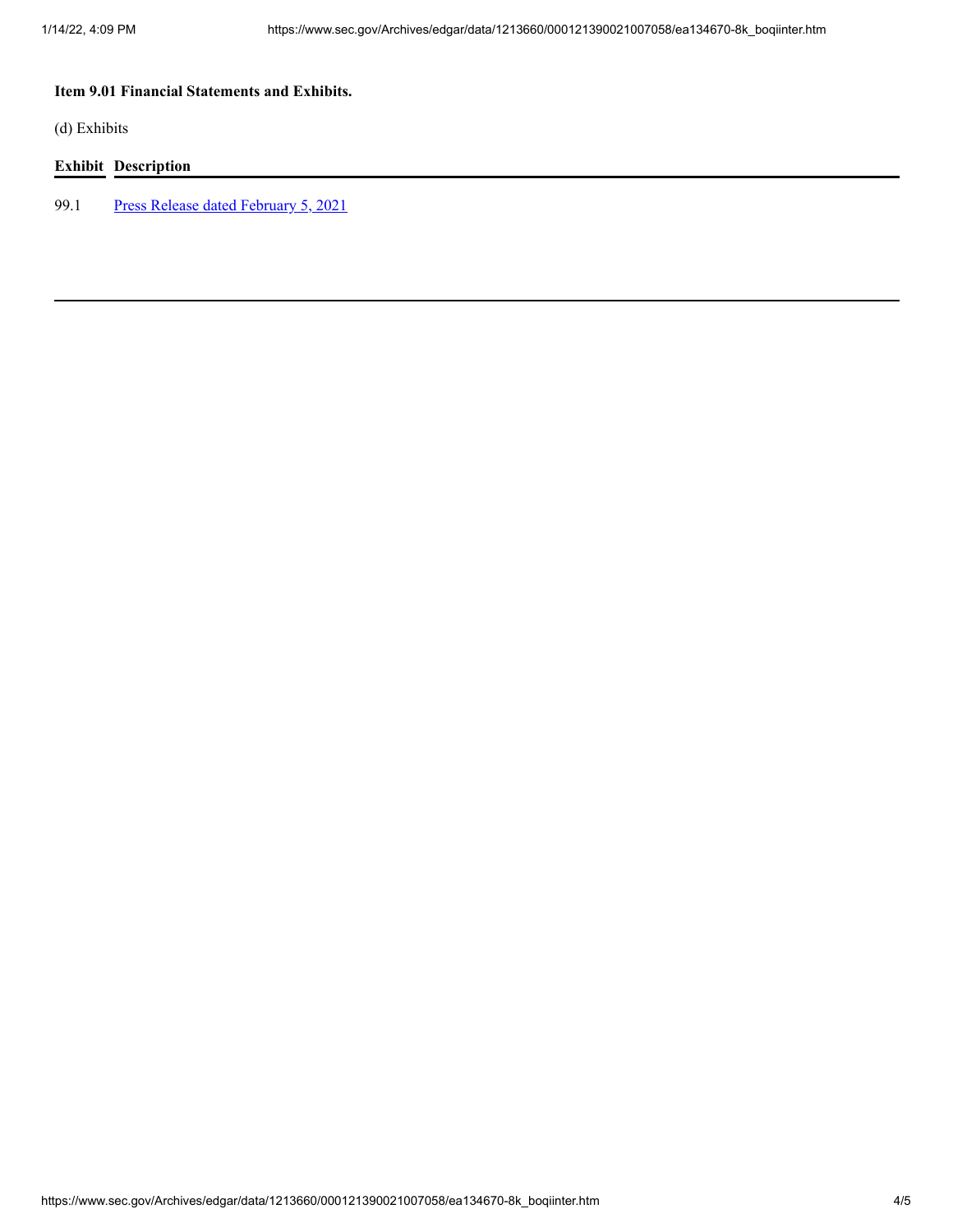**Item 9.01 Financial Statements and Exhibits.**

(d) Exhibits

| Exhibit | Description |
| --- | --- |
| 99.1 | Press Release dated February 5, 2021 |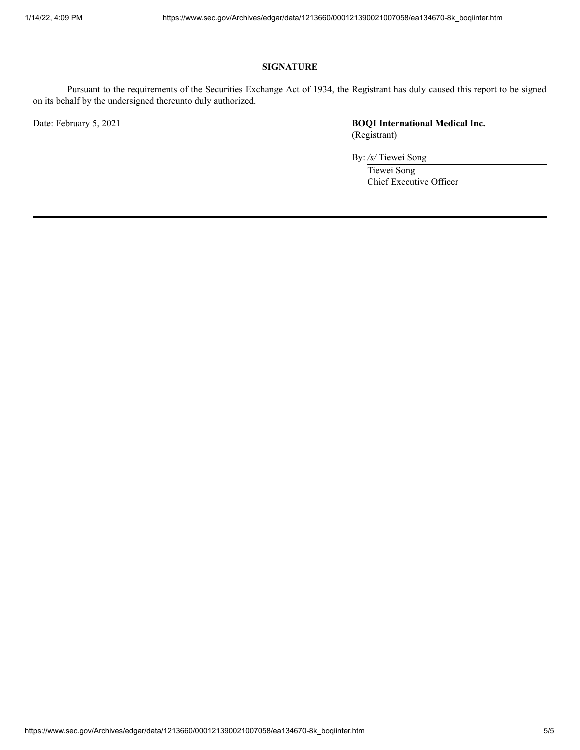**SIGNATURE**

Pursuant to the requirements of the Securities Exchange Act of 1934, the Registrant has duly caused this report to be signed on its behalf by the undersigned thereunto duly authorized.

| | |
|---|---|
| Date: February 5, 2021 | **BOQI International Medical Inc.** |
| | (Registrant) |
| | By: /s/ Tiewei Song |
| | Tiewei Song |
| | Chief Executive Officer |